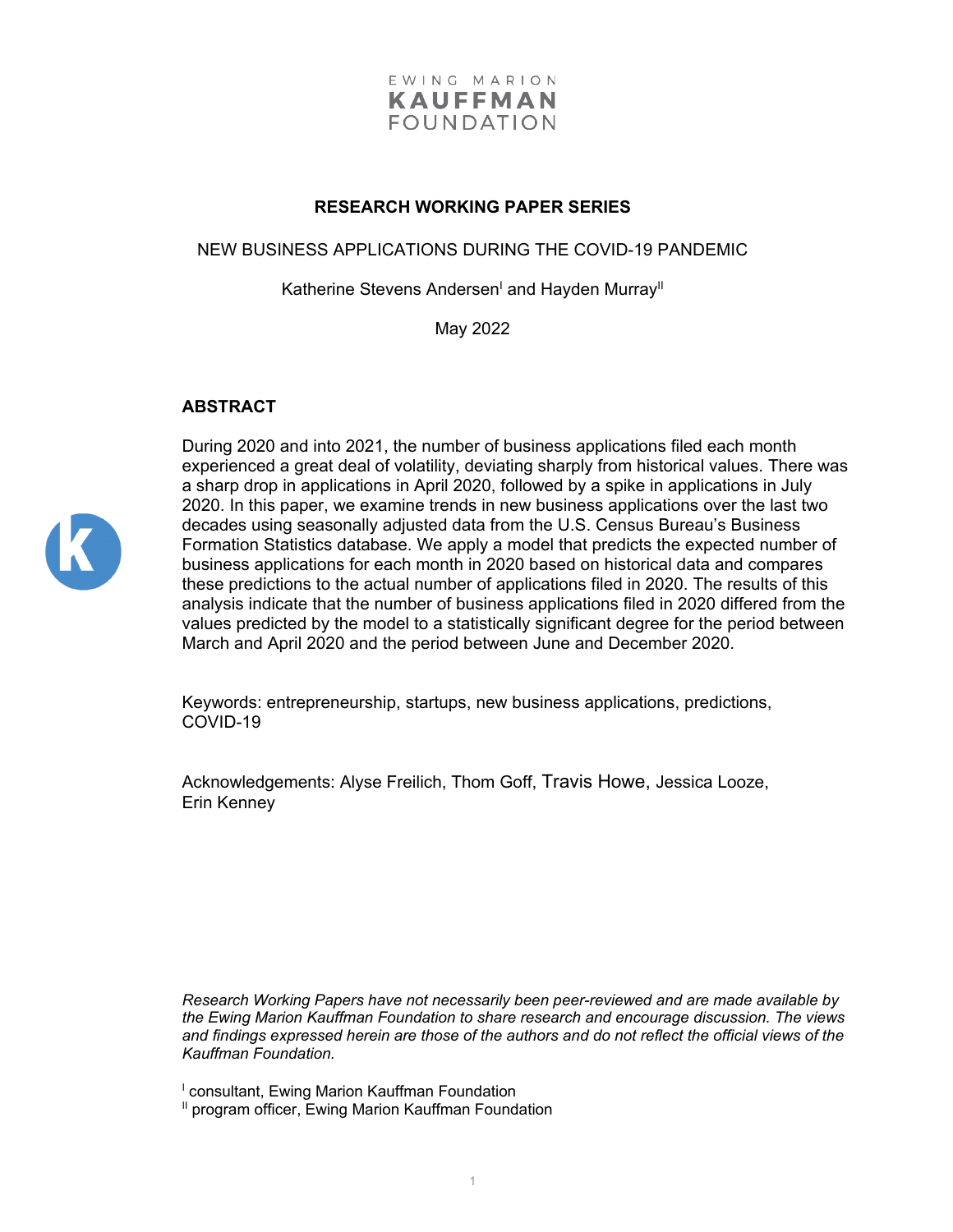EWING MARION
**KAUFFMAN**
FOUNDATION

**RESEARCH WORKING PAPER SERIES**

NEW BUSINESS APPLICATIONS DURING THE COVID-19 PANDEMIC

Katherine Stevens Andersen[I] and Hayden Murray[II]

May 2022

## ABSTRACT

During 2020 and into 2021, the number of business applications filed each month experienced a great deal of volatility, deviating sharply from historical values. There was a sharp drop in applications in April 2020, followed by a spike in applications in July 2020. In this paper, we examine trends in new business applications over the last two decades using seasonally adjusted data from the U.S. Census Bureau's Business Formation Statistics database. We apply a model that predicts the expected number of business applications for each month in 2020 based on historical data and compares these predictions to the actual number of applications filed in 2020. The results of this analysis indicate that the number of business applications filed in 2020 differed from the values predicted by the model to a statistically significant degree for the period between March and April 2020 and the period between June and December 2020.

Keywords: entrepreneurship, startups, new business applications, predictions, COVID-19

Acknowledgements: Alyse Freilich, Thom Goff, Travis Howe, Jessica Looze, Erin Kenney

*Research Working Papers have not necessarily been peer-reviewed and are made available by the Ewing Marion Kauffman Foundation to share research and encourage discussion. The views and findings expressed herein are those of the authors and do not reflect the official views of the Kauffman Foundation.*

[I] consultant, Ewing Marion Kauffman Foundation
[II] program officer, Ewing Marion Kauffman Foundation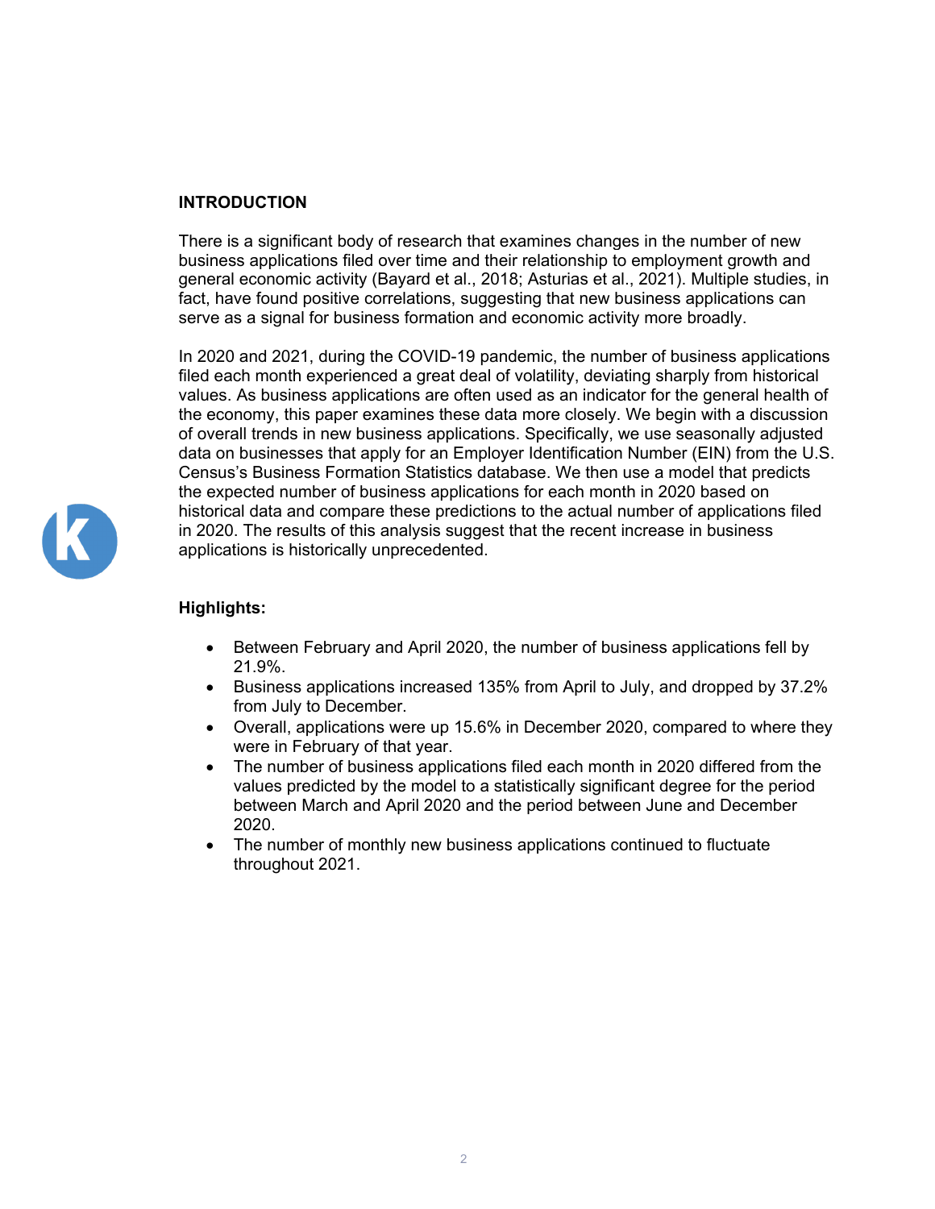## INTRODUCTION

There is a significant body of research that examines changes in the number of new business applications filed over time and their relationship to employment growth and general economic activity (Bayard et al., 2018; Asturias et al., 2021). Multiple studies, in fact, have found positive correlations, suggesting that new business applications can serve as a signal for business formation and economic activity more broadly.

In 2020 and 2021, during the COVID-19 pandemic, the number of business applications filed each month experienced a great deal of volatility, deviating sharply from historical values. As business applications are often used as an indicator for the general health of the economy, this paper examines these data more closely. We begin with a discussion of overall trends in new business applications. Specifically, we use seasonally adjusted data on businesses that apply for an Employer Identification Number (EIN) from the U.S. Census's Business Formation Statistics database. We then use a model that predicts the expected number of business applications for each month in 2020 based on historical data and compare these predictions to the actual number of applications filed in 2020. The results of this analysis suggest that the recent increase in business applications is historically unprecedented.

### Highlights:

- Between February and April 2020, the number of business applications fell by 21.9%.
- Business applications increased 135% from April to July, and dropped by 37.2% from July to December.
- Overall, applications were up 15.6% in December 2020, compared to where they were in February of that year.
- The number of business applications filed each month in 2020 differed from the values predicted by the model to a statistically significant degree for the period between March and April 2020 and the period between June and December 2020.
- The number of monthly new business applications continued to fluctuate throughout 2021.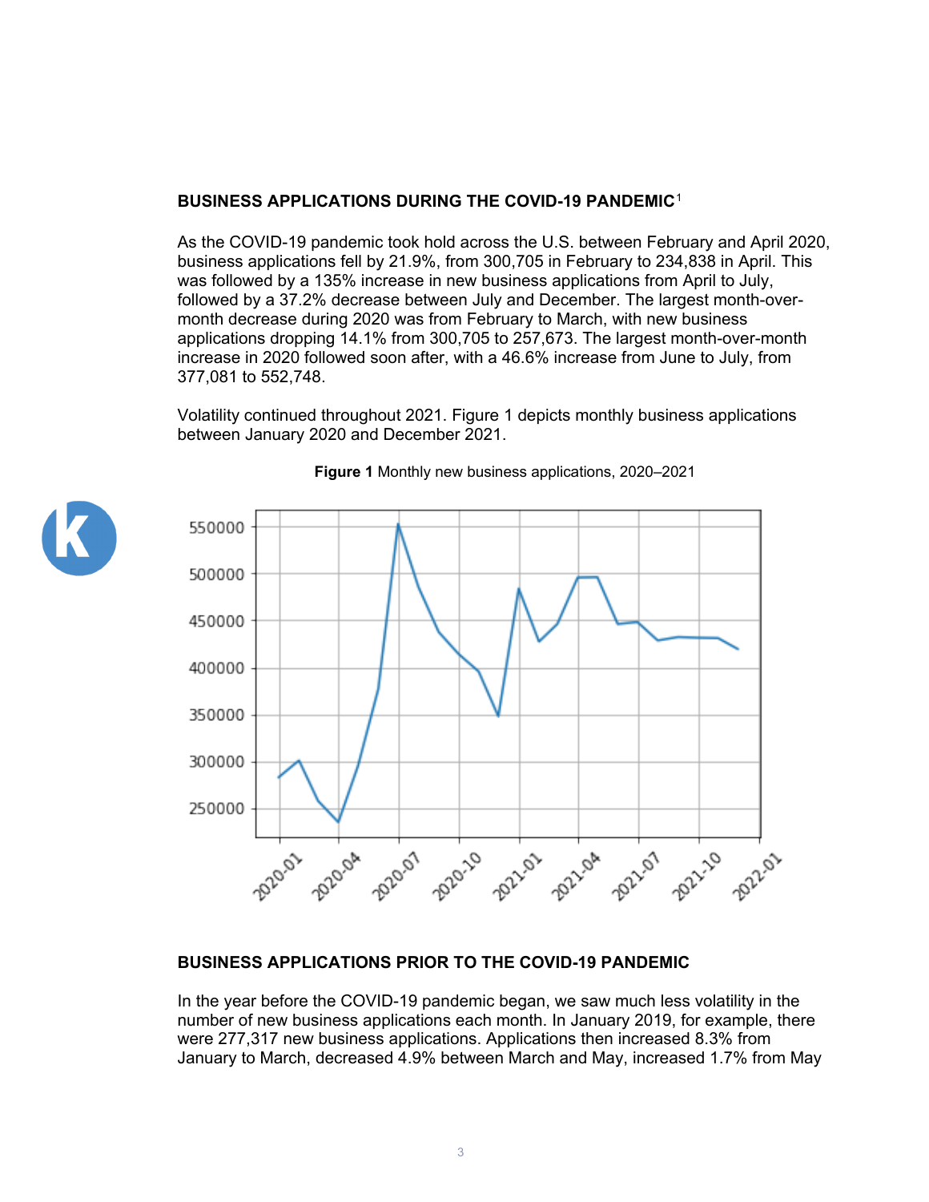## BUSINESS APPLICATIONS DURING THE COVID-19 PANDEMIC[1]

As the COVID-19 pandemic took hold across the U.S. between February and April 2020, business applications fell by 21.9%, from 300,705 in February to 234,838 in April. This was followed by a 135% increase in new business applications from April to July, followed by a 37.2% decrease between July and December. The largest month-over-month decrease during 2020 was from February to March, with new business applications dropping 14.1% from 300,705 to 257,673. The largest month-over-month increase in 2020 followed soon after, with a 46.6% increase from June to July, from 377,081 to 552,748.

Volatility continued throughout 2021. Figure 1 depicts monthly business applications between January 2020 and December 2021.

**Figure 1** Monthly new business applications, 2020–2021

## BUSINESS APPLICATIONS PRIOR TO THE COVID-19 PANDEMIC

In the year before the COVID-19 pandemic began, we saw much less volatility in the number of new business applications each month. In January 2019, for example, there were 277,317 new business applications. Applications then increased 8.3% from January to March, decreased 4.9% between March and May, increased 1.7% from May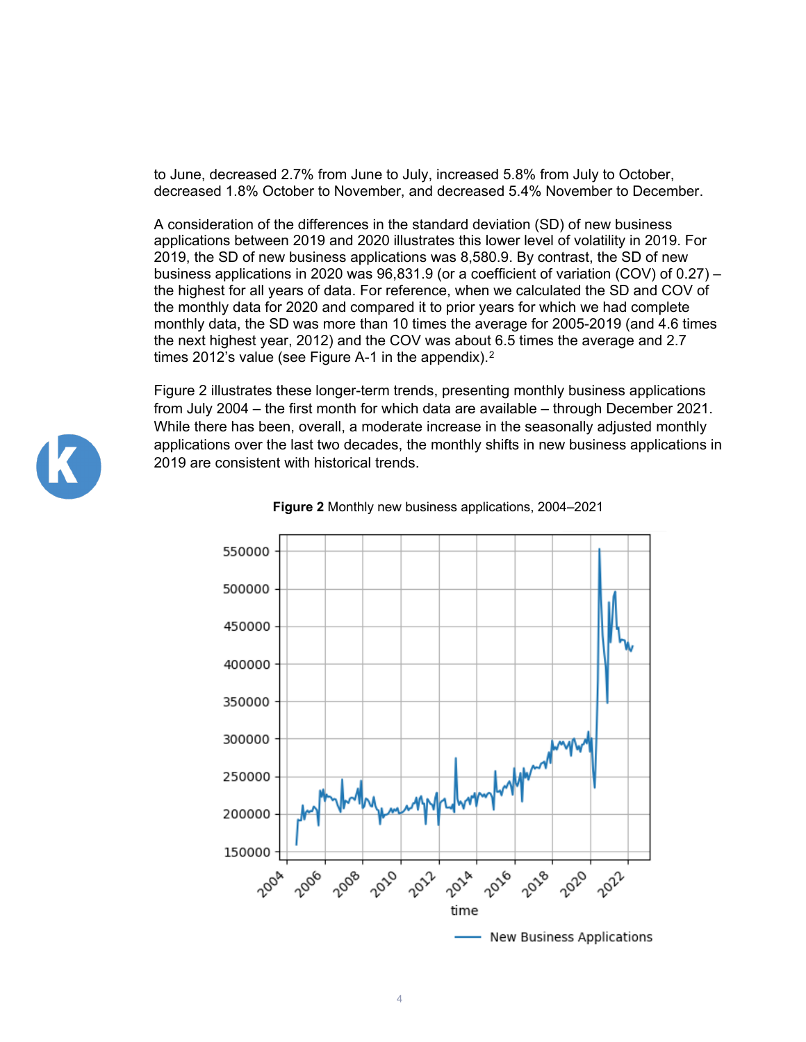to June, decreased 2.7% from June to July, increased 5.8% from July to October, decreased 1.8% October to November, and decreased 5.4% November to December.

A consideration of the differences in the standard deviation (SD) of new business applications between 2019 and 2020 illustrates this lower level of volatility in 2019. For 2019, the SD of new business applications was 8,580.9. By contrast, the SD of new business applications in 2020 was 96,831.9 (or a coefficient of variation (COV) of 0.27) – the highest for all years of data. For reference, when we calculated the SD and COV of the monthly data for 2020 and compared it to prior years for which we had complete monthly data, the SD was more than 10 times the average for 2005-2019 (and 4.6 times the next highest year, 2012) and the COV was about 6.5 times the average and 2.7 times 2012's value (see Figure A-1 in the appendix).[2]

Figure 2 illustrates these longer-term trends, presenting monthly business applications from July 2004 – the first month for which data are available – through December 2021. While there has been, overall, a moderate increase in the seasonally adjusted monthly applications over the last two decades, the monthly shifts in new business applications in 2019 are consistent with historical trends.

**Figure 2** Monthly new business applications, 2004–2021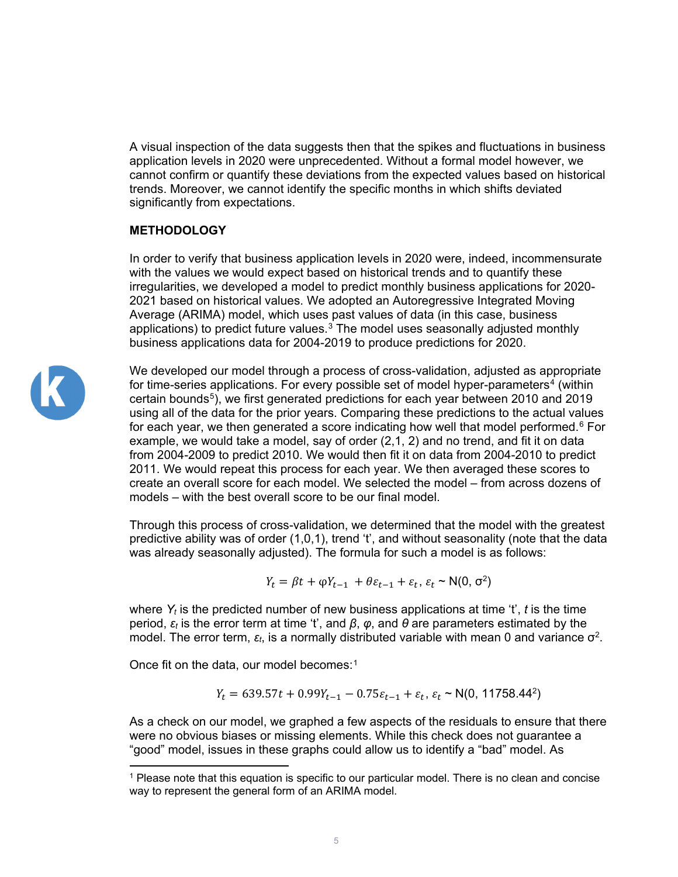A visual inspection of the data suggests then that the spikes and fluctuations in business application levels in 2020 were unprecedented. Without a formal model however, we cannot confirm or quantify these deviations from the expected values based on historical trends. Moreover, we cannot identify the specific months in which shifts deviated significantly from expectations.

## METHODOLOGY

In order to verify that business application levels in 2020 were, indeed, incommensurate with the values we would expect based on historical trends and to quantify these irregularities, we developed a model to predict monthly business applications for 2020-2021 based on historical values. We adopted an Autoregressive Integrated Moving Average (ARIMA) model, which uses past values of data (in this case, business applications) to predict future values.[3] The model uses seasonally adjusted monthly business applications data for 2004-2019 to produce predictions for 2020.

We developed our model through a process of cross-validation, adjusted as appropriate for time-series applications. For every possible set of model hyper-parameters[4] (within certain bounds[5]), we first generated predictions for each year between 2010 and 2019 using all of the data for the prior years. Comparing these predictions to the actual values for each year, we then generated a score indicating how well that model performed.[6] For example, we would take a model, say of order (2,1, 2) and no trend, and fit it on data from 2004-2009 to predict 2010. We would then fit it on data from 2004-2010 to predict 2011. We would repeat this process for each year. We then averaged these scores to create an overall score for each model. We selected the model – from across dozens of models – with the best overall score to be our final model.

Through this process of cross-validation, we determined that the model with the greatest predictive ability was of order (1,0,1), trend 't', and without seasonality (note that the data was already seasonally adjusted). The formula for such a model is as follows:

$$Y_t = \beta t + \varphi Y_{t-1} + \theta \varepsilon_{t-1} + \varepsilon_t,\ \varepsilon_t \sim \mathrm{N}(0, \sigma^2)$$

where $Y_t$ is the predicted number of new business applications at time 't', $t$ is the time period, $\varepsilon_t$ is the error term at time 't', and $\beta$, $\varphi$, and $\theta$ are parameters estimated by the model. The error term, $\varepsilon_t$, is a normally distributed variable with mean 0 and variance $\sigma^2$.

Once fit on the data, our model becomes:[1]

$$Y_t = 639.57t + 0.99Y_{t-1} - 0.75\varepsilon_{t-1} + \varepsilon_t,\ \varepsilon_t \sim \mathrm{N}(0, 11758.44^2)$$

As a check on our model, we graphed a few aspects of the residuals to ensure that there were no obvious biases or missing elements. While this check does not guarantee a "good" model, issues in these graphs could allow us to identify a "bad" model. As

---

[1] Please note that this equation is specific to our particular model. There is no clean and concise way to represent the general form of an ARIMA model.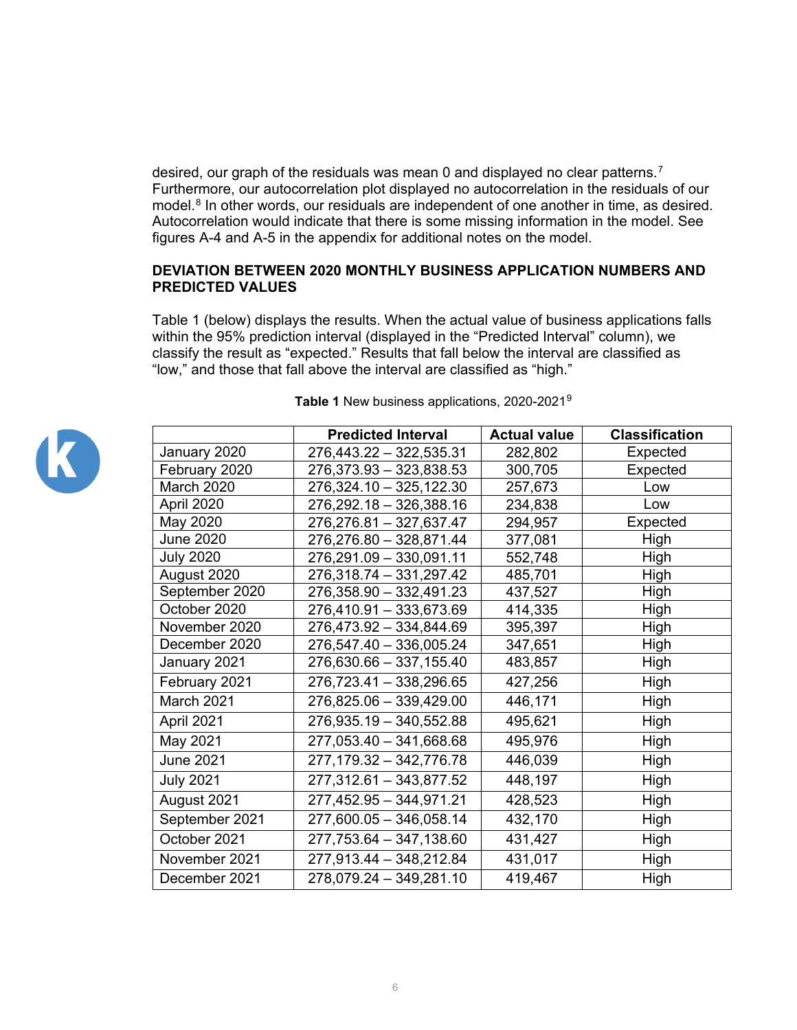desired, our graph of the residuals was mean 0 and displayed no clear patterns.[7] Furthermore, our autocorrelation plot displayed no autocorrelation in the residuals of our model.[8] In other words, our residuals are independent of one another in time, as desired. Autocorrelation would indicate that there is some missing information in the model. See figures A-4 and A-5 in the appendix for additional notes on the model.

## DEVIATION BETWEEN 2020 MONTHLY BUSINESS APPLICATION NUMBERS AND PREDICTED VALUES

Table 1 (below) displays the results. When the actual value of business applications falls within the 95% prediction interval (displayed in the "Predicted Interval" column), we classify the result as "expected." Results that fall below the interval are classified as "low," and those that fall above the interval are classified as "high."

**Table 1** New business applications, 2020-2021[9]

| | Predicted Interval | Actual value | Classification |
|---|---|---|---|
| January 2020 | 276,443.22 – 322,535.31 | 282,802 | Expected |
| February 2020 | 276,373.93 – 323,838.53 | 300,705 | Expected |
| March 2020 | 276,324.10 – 325,122.30 | 257,673 | Low |
| April 2020 | 276,292.18 – 326,388.16 | 234,838 | Low |
| May 2020 | 276,276.81 – 327,637.47 | 294,957 | Expected |
| June 2020 | 276,276.80 – 328,871.44 | 377,081 | High |
| July 2020 | 276,291.09 – 330,091.11 | 552,748 | High |
| August 2020 | 276,318.74 – 331,297.42 | 485,701 | High |
| September 2020 | 276,358.90 – 332,491.23 | 437,527 | High |
| October 2020 | 276,410.91 – 333,673.69 | 414,335 | High |
| November 2020 | 276,473.92 – 334,844.69 | 395,397 | High |
| December 2020 | 276,547.40 – 336,005.24 | 347,651 | High |
| January 2021 | 276,630.66 – 337,155.40 | 483,857 | High |
| February 2021 | 276,723.41 – 338,296.65 | 427,256 | High |
| March 2021 | 276,825.06 – 339,429.00 | 446,171 | High |
| April 2021 | 276,935.19 – 340,552.88 | 495,621 | High |
| May 2021 | 277,053.40 – 341,668.68 | 495,976 | High |
| June 2021 | 277,179.32 – 342,776.78 | 446,039 | High |
| July 2021 | 277,312.61 – 343,877.52 | 448,197 | High |
| August 2021 | 277,452.95 – 344,971.21 | 428,523 | High |
| September 2021 | 277,600.05 – 346,058.14 | 432,170 | High |
| October 2021 | 277,753.64 – 347,138.60 | 431,427 | High |
| November 2021 | 277,913.44 – 348,212.84 | 431,017 | High |
| December 2021 | 278,079.24 – 349,281.10 | 419,467 | High |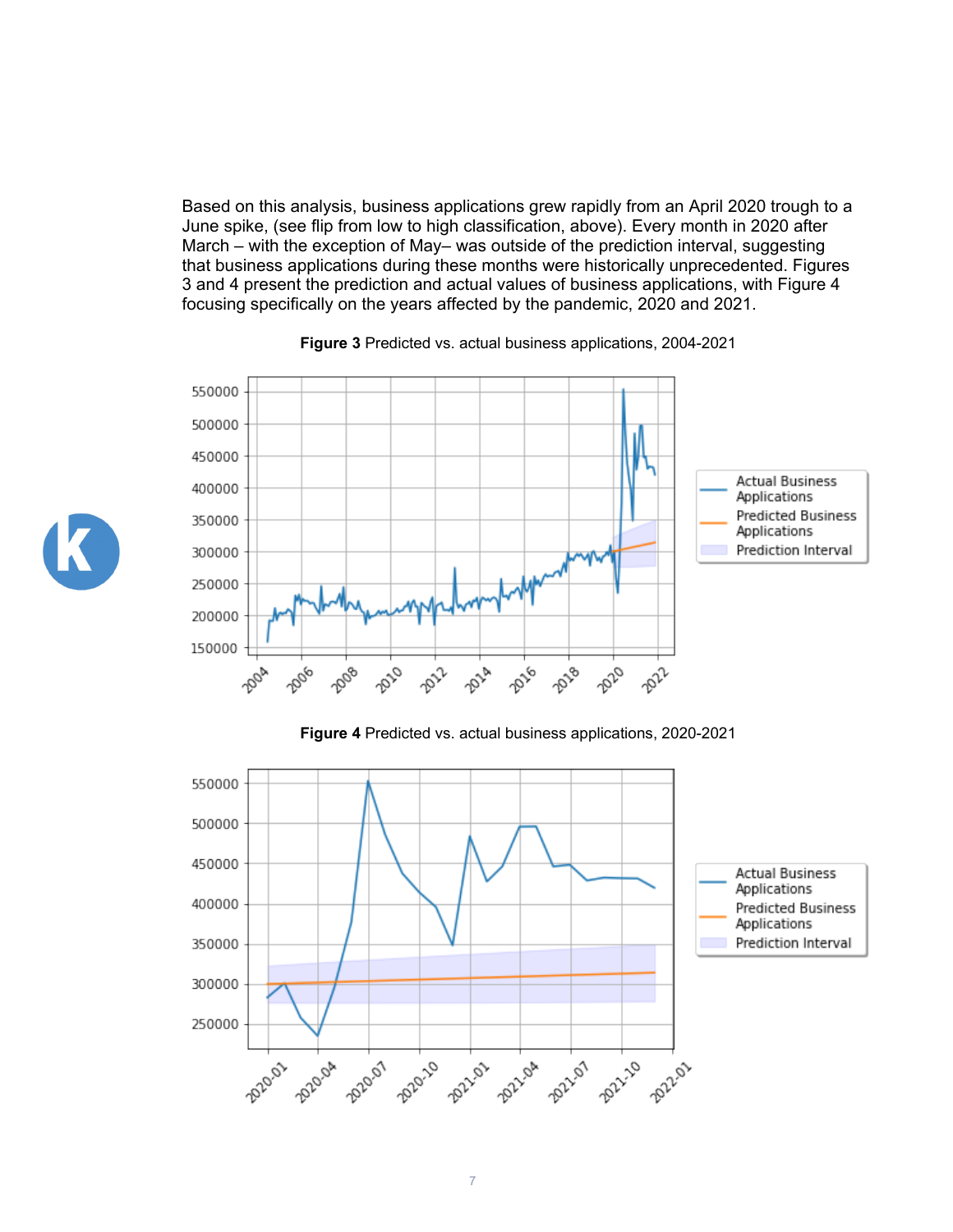Based on this analysis, business applications grew rapidly from an April 2020 trough to a June spike, (see flip from low to high classification, above). Every month in 2020 after March – with the exception of May– was outside of the prediction interval, suggesting that business applications during these months were historically unprecedented. Figures 3 and 4 present the prediction and actual values of business applications, with Figure 4 focusing specifically on the years affected by the pandemic, 2020 and 2021.

**Figure 3** Predicted vs. actual business applications, 2004-2021

**Figure 4** Predicted vs. actual business applications, 2020-2021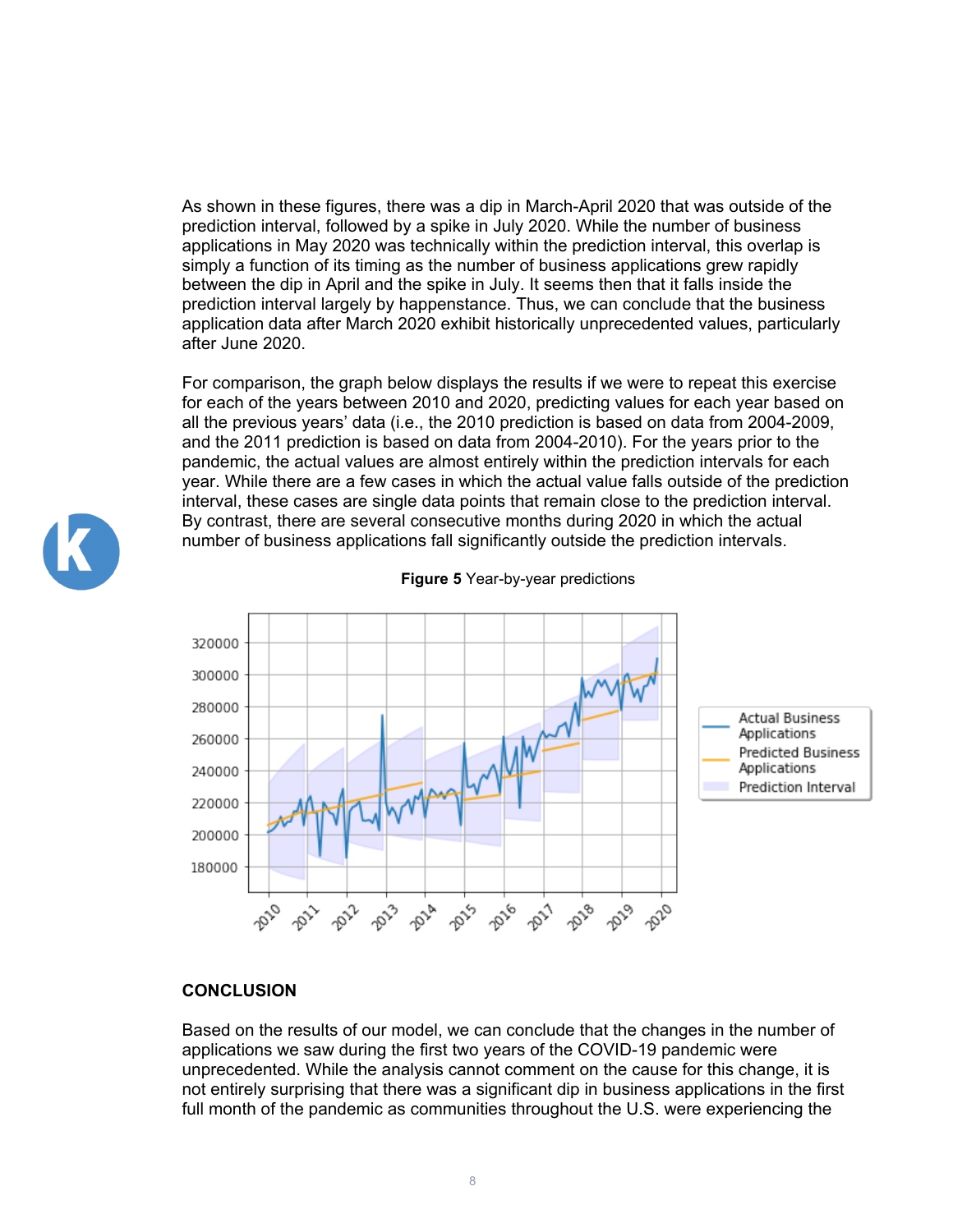As shown in these figures, there was a dip in March-April 2020 that was outside of the prediction interval, followed by a spike in July 2020. While the number of business applications in May 2020 was technically within the prediction interval, this overlap is simply a function of its timing as the number of business applications grew rapidly between the dip in April and the spike in July. It seems then that it falls inside the prediction interval largely by happenstance. Thus, we can conclude that the business application data after March 2020 exhibit historically unprecedented values, particularly after June 2020.

For comparison, the graph below displays the results if we were to repeat this exercise for each of the years between 2010 and 2020, predicting values for each year based on all the previous years' data (i.e., the 2010 prediction is based on data from 2004-2009, and the 2011 prediction is based on data from 2004-2010). For the years prior to the pandemic, the actual values are almost entirely within the prediction intervals for each year. While there are a few cases in which the actual value falls outside of the prediction interval, these cases are single data points that remain close to the prediction interval. By contrast, there are several consecutive months during 2020 in which the actual number of business applications fall significantly outside the prediction intervals.

**Figure 5** Year-by-year predictions

## CONCLUSION

Based on the results of our model, we can conclude that the changes in the number of applications we saw during the first two years of the COVID-19 pandemic were unprecedented. While the analysis cannot comment on the cause for this change, it is not entirely surprising that there was a significant dip in business applications in the first full month of the pandemic as communities throughout the U.S. were experiencing the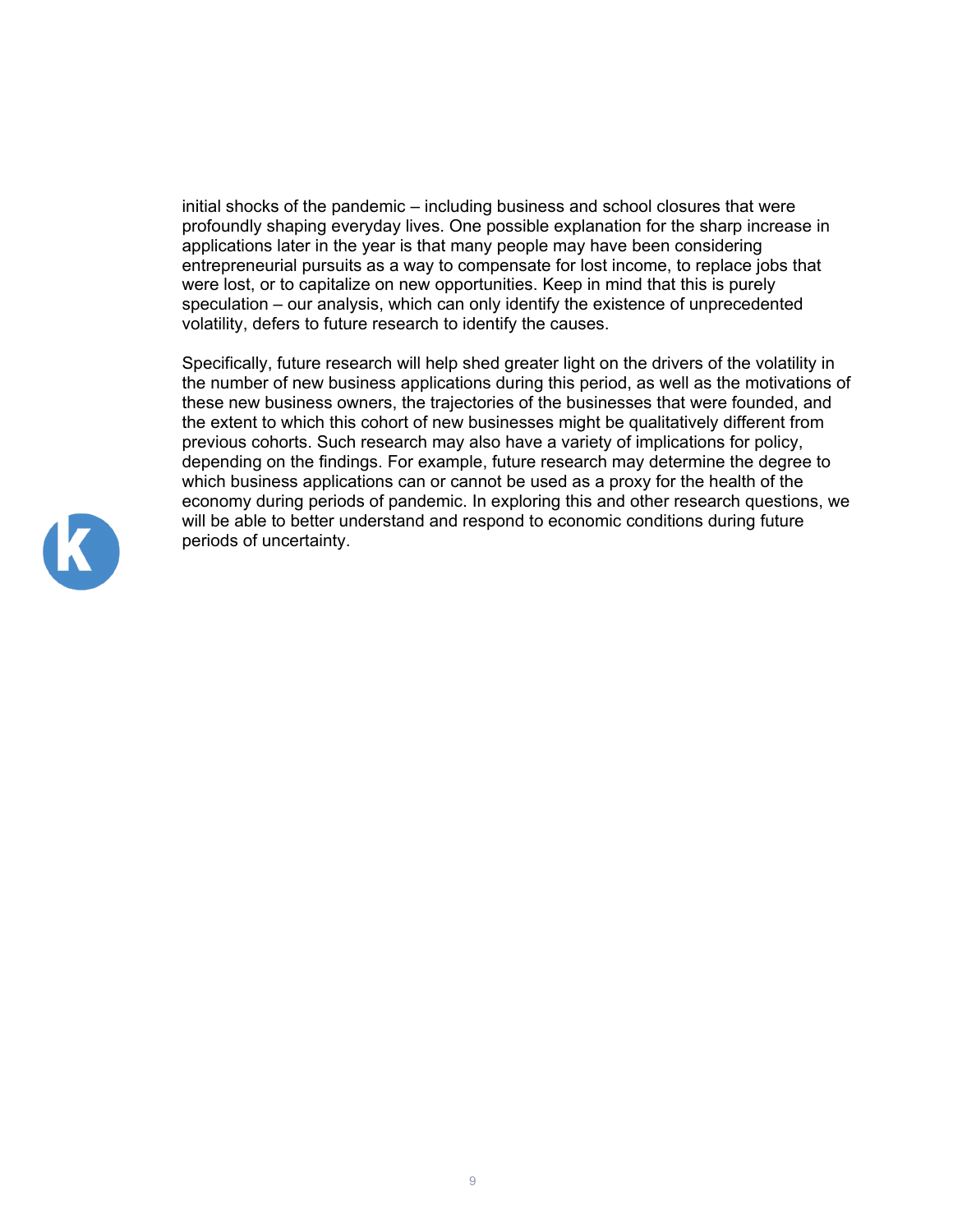initial shocks of the pandemic – including business and school closures that were profoundly shaping everyday lives. One possible explanation for the sharp increase in applications later in the year is that many people may have been considering entrepreneurial pursuits as a way to compensate for lost income, to replace jobs that were lost, or to capitalize on new opportunities. Keep in mind that this is purely speculation – our analysis, which can only identify the existence of unprecedented volatility, defers to future research to identify the causes.

Specifically, future research will help shed greater light on the drivers of the volatility in the number of new business applications during this period, as well as the motivations of these new business owners, the trajectories of the businesses that were founded, and the extent to which this cohort of new businesses might be qualitatively different from previous cohorts. Such research may also have a variety of implications for policy, depending on the findings. For example, future research may determine the degree to which business applications can or cannot be used as a proxy for the health of the economy during periods of pandemic. In exploring this and other research questions, we will be able to better understand and respond to economic conditions during future periods of uncertainty.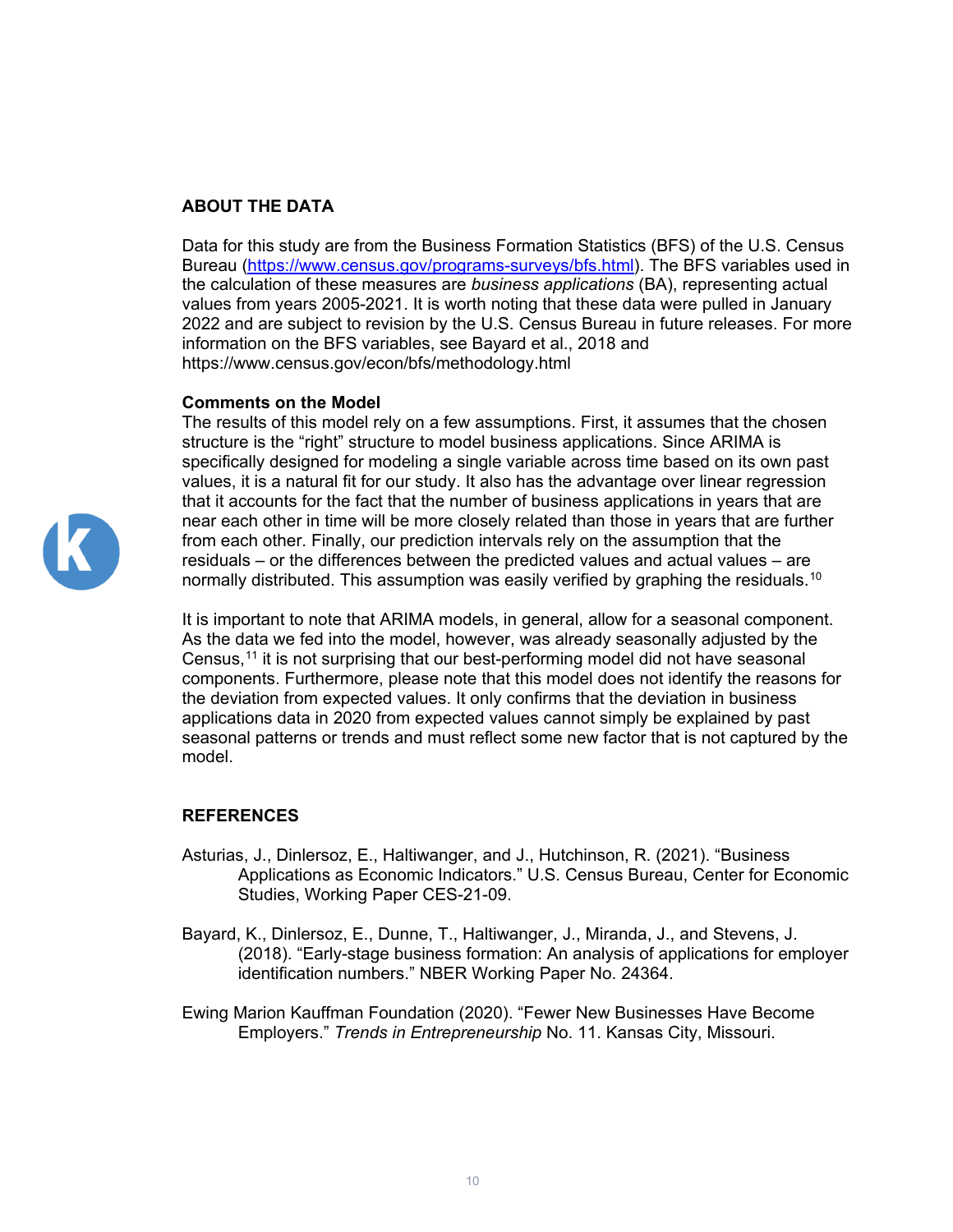## ABOUT THE DATA

Data for this study are from the Business Formation Statistics (BFS) of the U.S. Census Bureau (https://www.census.gov/programs-surveys/bfs.html). The BFS variables used in the calculation of these measures are *business applications* (BA), representing actual values from years 2005-2021. It is worth noting that these data were pulled in January 2022 and are subject to revision by the U.S. Census Bureau in future releases. For more information on the BFS variables, see Bayard et al., 2018 and https://www.census.gov/econ/bfs/methodology.html

### Comments on the Model

The results of this model rely on a few assumptions. First, it assumes that the chosen structure is the "right" structure to model business applications. Since ARIMA is specifically designed for modeling a single variable across time based on its own past values, it is a natural fit for our study. It also has the advantage over linear regression that it accounts for the fact that the number of business applications in years that are near each other in time will be more closely related than those in years that are further from each other. Finally, our prediction intervals rely on the assumption that the residuals – or the differences between the predicted values and actual values – are normally distributed. This assumption was easily verified by graphing the residuals.[10]

It is important to note that ARIMA models, in general, allow for a seasonal component. As the data we fed into the model, however, was already seasonally adjusted by the Census,[11] it is not surprising that our best-performing model did not have seasonal components. Furthermore, please note that this model does not identify the reasons for the deviation from expected values. It only confirms that the deviation in business applications data in 2020 from expected values cannot simply be explained by past seasonal patterns or trends and must reflect some new factor that is not captured by the model.

## REFERENCES

Asturias, J., Dinlersoz, E., Haltiwanger, and J., Hutchinson, R. (2021). "Business Applications as Economic Indicators." U.S. Census Bureau, Center for Economic Studies, Working Paper CES-21-09.

Bayard, K., Dinlersoz, E., Dunne, T., Haltiwanger, J., Miranda, J., and Stevens, J. (2018). "Early-stage business formation: An analysis of applications for employer identification numbers." NBER Working Paper No. 24364.

Ewing Marion Kauffman Foundation (2020). "Fewer New Businesses Have Become Employers." *Trends in Entrepreneurship* No. 11. Kansas City, Missouri.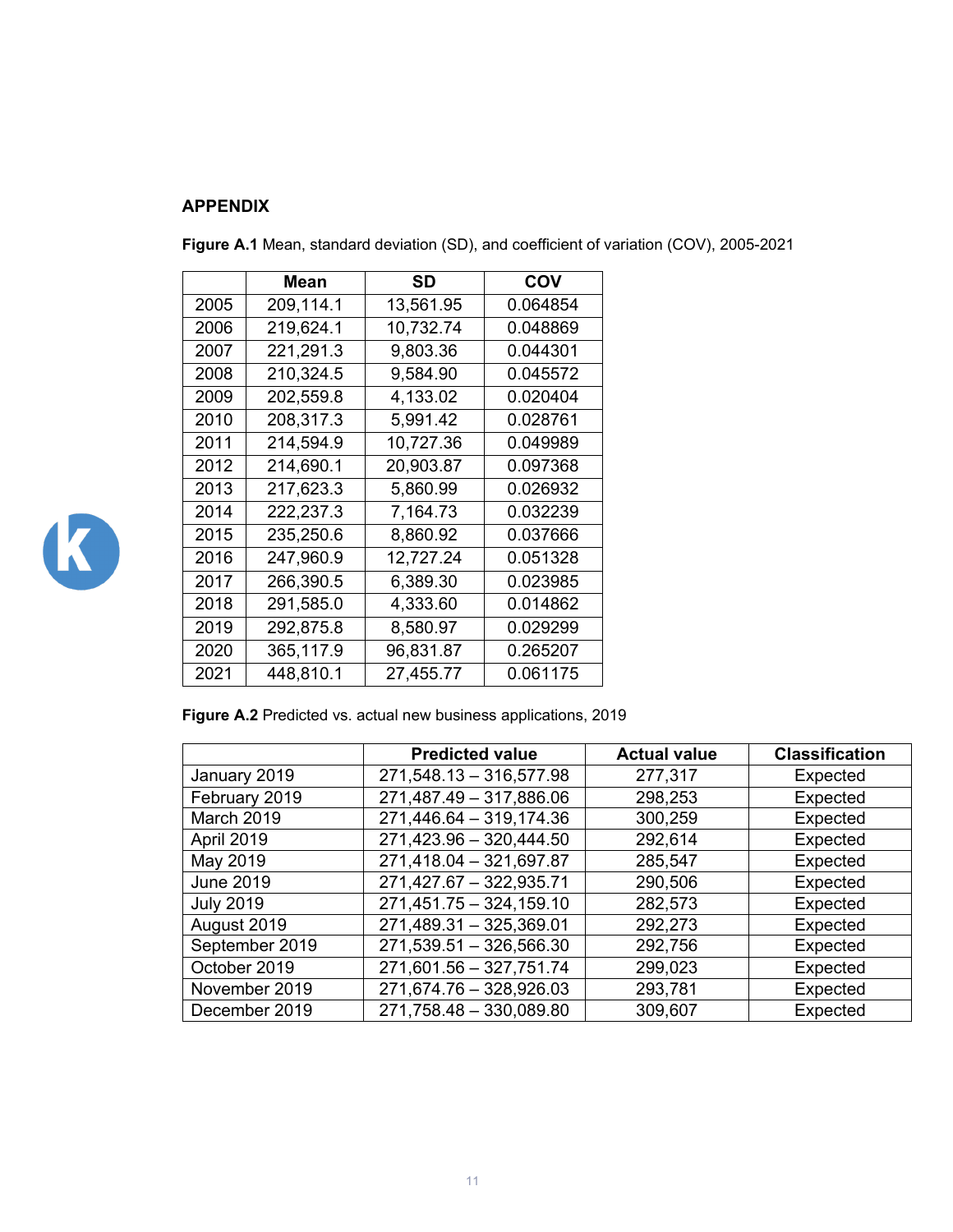## APPENDIX

**Figure A.1** Mean, standard deviation (SD), and coefficient of variation (COV), 2005-2021

| | Mean | SD | COV |
|---|---|---|---|
| 2005 | 209,114.1 | 13,561.95 | 0.064854 |
| 2006 | 219,624.1 | 10,732.74 | 0.048869 |
| 2007 | 221,291.3 | 9,803.36 | 0.044301 |
| 2008 | 210,324.5 | 9,584.90 | 0.045572 |
| 2009 | 202,559.8 | 4,133.02 | 0.020404 |
| 2010 | 208,317.3 | 5,991.42 | 0.028761 |
| 2011 | 214,594.9 | 10,727.36 | 0.049989 |
| 2012 | 214,690.1 | 20,903.87 | 0.097368 |
| 2013 | 217,623.3 | 5,860.99 | 0.026932 |
| 2014 | 222,237.3 | 7,164.73 | 0.032239 |
| 2015 | 235,250.6 | 8,860.92 | 0.037666 |
| 2016 | 247,960.9 | 12,727.24 | 0.051328 |
| 2017 | 266,390.5 | 6,389.30 | 0.023985 |
| 2018 | 291,585.0 | 4,333.60 | 0.014862 |
| 2019 | 292,875.8 | 8,580.97 | 0.029299 |
| 2020 | 365,117.9 | 96,831.87 | 0.265207 |
| 2021 | 448,810.1 | 27,455.77 | 0.061175 |

**Figure A.2** Predicted vs. actual new business applications, 2019

| | Predicted value | Actual value | Classification |
|---|---|---|---|
| January 2019 | 271,548.13 – 316,577.98 | 277,317 | Expected |
| February 2019 | 271,487.49 – 317,886.06 | 298,253 | Expected |
| March 2019 | 271,446.64 – 319,174.36 | 300,259 | Expected |
| April 2019 | 271,423.96 – 320,444.50 | 292,614 | Expected |
| May 2019 | 271,418.04 – 321,697.87 | 285,547 | Expected |
| June 2019 | 271,427.67 – 322,935.71 | 290,506 | Expected |
| July 2019 | 271,451.75 – 324,159.10 | 282,573 | Expected |
| August 2019 | 271,489.31 – 325,369.01 | 292,273 | Expected |
| September 2019 | 271,539.51 – 326,566.30 | 292,756 | Expected |
| October 2019 | 271,601.56 – 327,751.74 | 299,023 | Expected |
| November 2019 | 271,674.76 – 328,926.03 | 293,781 | Expected |
| December 2019 | 271,758.48 – 330,089.80 | 309,607 | Expected |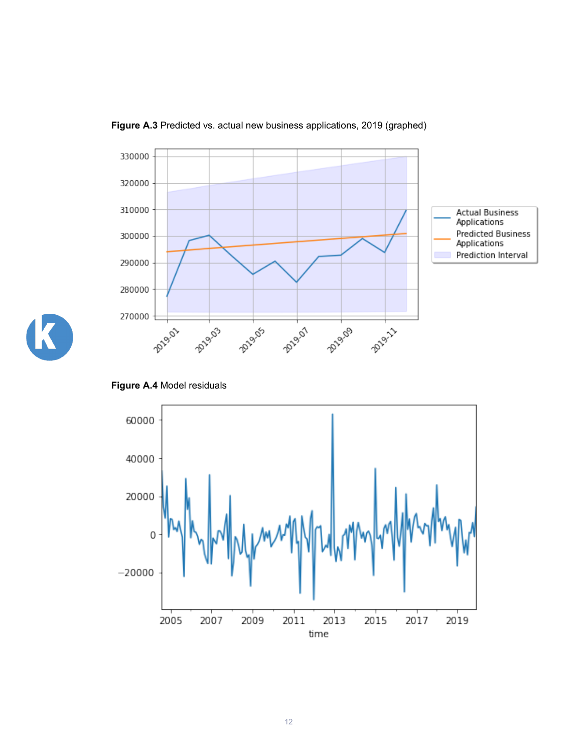**Figure A.3** Predicted vs. actual new business applications, 2019 (graphed)

**Figure A.4** Model residuals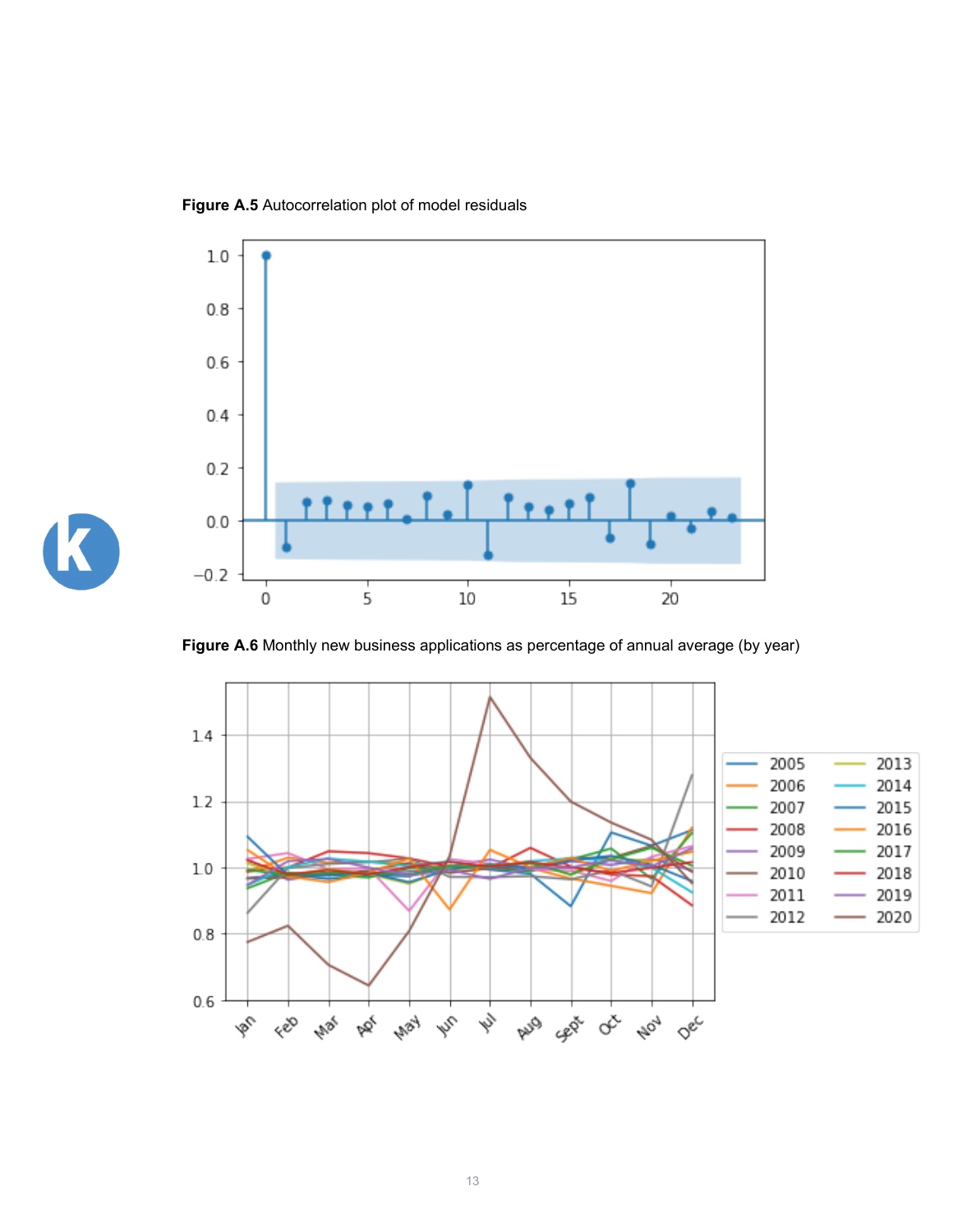**Figure A.5** Autocorrelation plot of model residuals

**Figure A.6** Monthly new business applications as percentage of annual average (by year)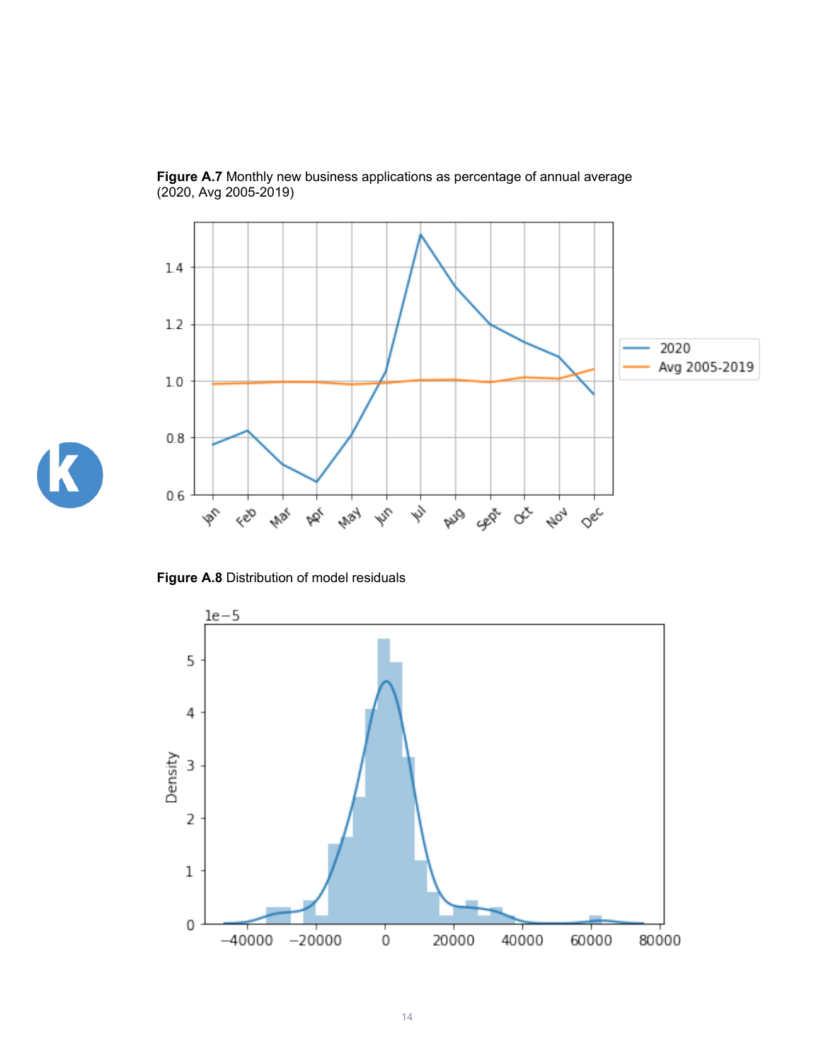**Figure A.7** Monthly new business applications as percentage of annual average (2020, Avg 2005-2019)

**Figure A.8** Distribution of model residuals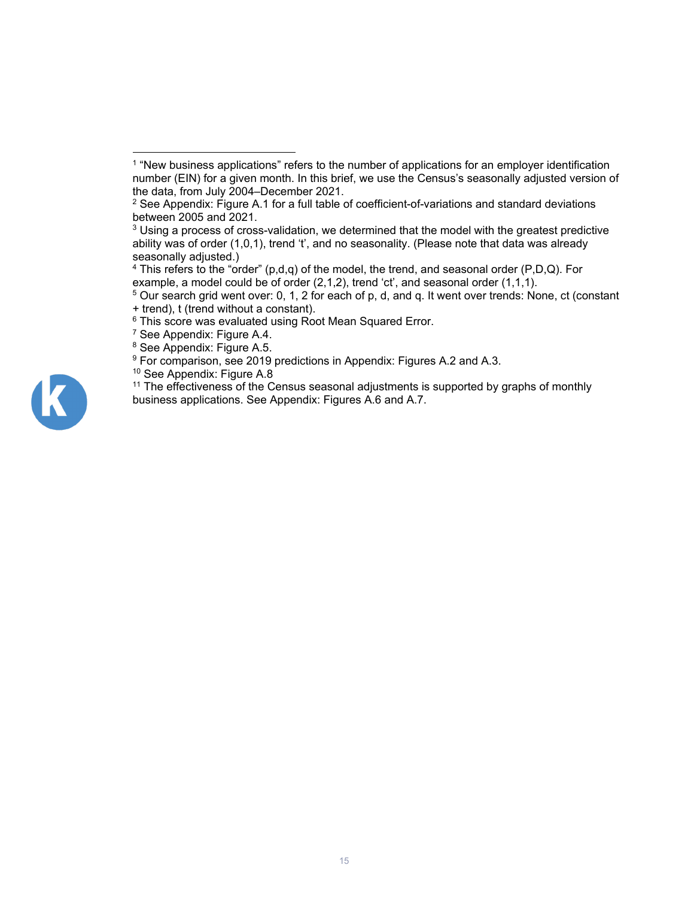[1] "New business applications" refers to the number of applications for an employer identification number (EIN) for a given month. In this brief, we use the Census's seasonally adjusted version of the data, from July 2004–December 2021.

[2] See Appendix: Figure A.1 for a full table of coefficient-of-variations and standard deviations between 2005 and 2021.

[3] Using a process of cross-validation, we determined that the model with the greatest predictive ability was of order (1,0,1), trend 't', and no seasonality. (Please note that data was already seasonally adjusted.)

[4] This refers to the "order" (p,d,q) of the model, the trend, and seasonal order (P,D,Q). For example, a model could be of order (2,1,2), trend 'ct', and seasonal order (1,1,1).

[5] Our search grid went over: 0, 1, 2 for each of p, d, and q. It went over trends: None, ct (constant + trend), t (trend without a constant).

[6] This score was evaluated using Root Mean Squared Error.

[7] See Appendix: Figure A.4.

[8] See Appendix: Figure A.5.

[9] For comparison, see 2019 predictions in Appendix: Figures A.2 and A.3.

[10] See Appendix: Figure A.8

[11] The effectiveness of the Census seasonal adjustments is supported by graphs of monthly business applications. See Appendix: Figures A.6 and A.7.